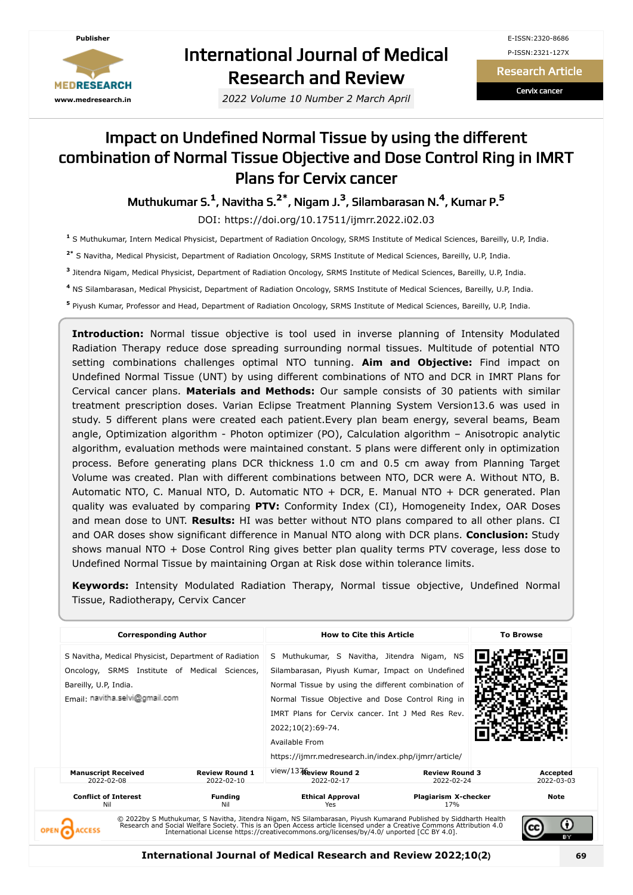Publisher

MEDRESEARCH

www.medresearch.in

# International Journal of Medical Research and Review

*2022 Volume 10 Number 2 March April*

E-ISSN:2320-8686

P-ISSN:2321-127X

**Research Article**

**Cervix cancer**

# Impact on Undefined Normal Tissue by using the different combination of Normal Tissue Objective and Dose Control Ring in IMRT Plans for Cervix cancer

**Muthukumar S.[1], Navitha S.[2*], Nigam J.[3], Silambarasan N.[4], Kumar P.[5]**

DOI: https://doi.org/10.17511/ijmrr.2022.i02.03

[1] S Muthukumar, Intern Medical Physicist, Department of Radiation Oncology, SRMS Institute of Medical Sciences, Bareilly, U.P, India.

[2*] S Navitha, Medical Physicist, Department of Radiation Oncology, SRMS Institute of Medical Sciences, Bareilly, U.P, India.

[3] Jitendra Nigam, Medical Physicist, Department of Radiation Oncology, SRMS Institute of Medical Sciences, Bareilly, U.P, India.

[4] NS Silambarasan, Medical Physicist, Department of Radiation Oncology, SRMS Institute of Medical Sciences, Bareilly, U.P, India.

[5] Piyush Kumar, Professor and Head, Department of Radiation Oncology, SRMS Institute of Medical Sciences, Bareilly, U.P, India.

**Introduction:** Normal tissue objective is tool used in inverse planning of Intensity Modulated Radiation Therapy reduce dose spreading surrounding normal tissues. Multitude of potential NTO setting combinations challenges optimal NTO tunning. **Aim and Objective:** Find impact on Undefined Normal Tissue (UNT) by using different combinations of NTO and DCR in IMRT Plans for Cervical cancer plans. **Materials and Methods:** Our sample consists of 30 patients with similar treatment prescription doses. Varian Eclipse Treatment Planning System Version13.6 was used in study. 5 different plans were created each patient.Every plan beam energy, several beams, Beam angle, Optimization algorithm - Photon optimizer (PO), Calculation algorithm – Anisotropic analytic algorithm, evaluation methods were maintained constant. 5 plans were different only in optimization process. Before generating plans DCR thickness 1.0 cm and 0.5 cm away from Planning Target Volume was created. Plan with different combinations between NTO, DCR were A. Without NTO, B. Automatic NTO, C. Manual NTO, D. Automatic NTO + DCR, E. Manual NTO + DCR generated. Plan quality was evaluated by comparing **PTV:** Conformity Index (CI), Homogeneity Index, OAR Doses and mean dose to UNT. **Results:** HI was better without NTO plans compared to all other plans. CI and OAR doses show significant difference in Manual NTO along with DCR plans. **Conclusion:** Study shows manual NTO + Dose Control Ring gives better plan quality terms PTV coverage, less dose to Undefined Normal Tissue by maintaining Organ at Risk dose within tolerance limits.

**Keywords:** Intensity Modulated Radiation Therapy, Normal tissue objective, Undefined Normal Tissue, Radiotherapy, Cervix Cancer

| Corresponding Author | How to Cite this Article | To Browse |
|---|---|---|
| S Navitha, Medical Physicist, Department of Radiation Oncology, SRMS Institute of Medical Sciences, Bareilly, U.P, India. Email: navitha.selvi@gmail.com | S Muthukumar, S Navitha, Jitendra Nigam, NS Silambarasan, Piyush Kumar, Impact on Undefined Normal Tissue by using the different combination of Normal Tissue Objective and Dose Control Ring in IMRT Plans for Cervix cancer. Int J Med Res Rev. 2022;10(2):69-74. Available From https://ijmrr.medresearch.in/index.php/ijmrr/article/view/1376 | |

| Manuscript Received | Review Round 1 | Review Round 2 | Review Round 3 | Accepted |
|---|---|---|---|---|
| 2022-02-08 | 2022-02-10 | 2022-02-17 | 2022-02-24 | 2022-03-03 |

| Conflict of Interest | Funding | Ethical Approval | Plagiarism X-checker | Note |
|---|---|---|---|---|
| Nil | Nil | Yes | 17% | |

© 2022by S Muthukumar, S Navitha, Jitendra Nigam, NS Silambarasan, Piyush Kumarand Published by Siddharth Health Research and Social Welfare Society. This is an Open Access article licensed under a Creative Commons Attribution 4.0 International License https://creativecommons.org/licenses/by/4.0/ unported [CC BY 4.0].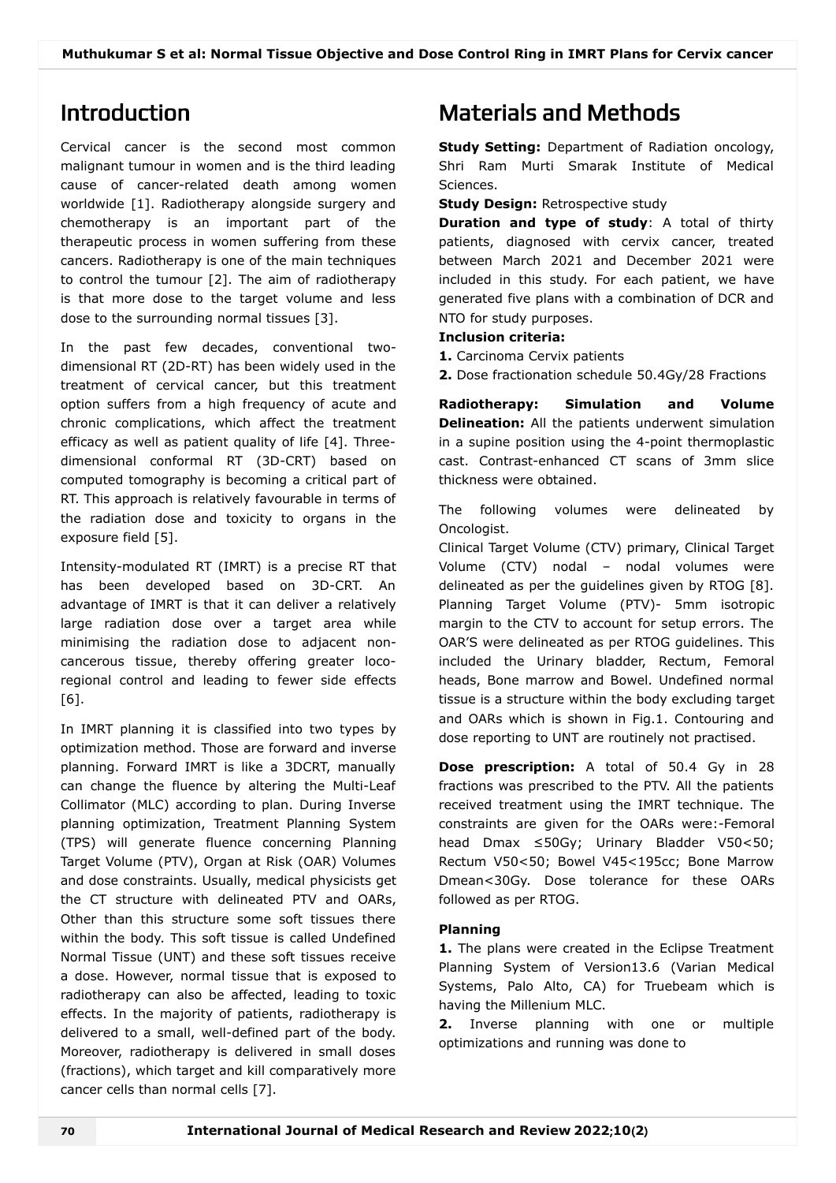## Introduction

Cervical cancer is the second most common malignant tumour in women and is the third leading cause of cancer-related death among women worldwide [1]. Radiotherapy alongside surgery and chemotherapy is an important part of the therapeutic process in women suffering from these cancers. Radiotherapy is one of the main techniques to control the tumour [2]. The aim of radiotherapy is that more dose to the target volume and less dose to the surrounding normal tissues [3].

In the past few decades, conventional two-dimensional RT (2D-RT) has been widely used in the treatment of cervical cancer, but this treatment option suffers from a high frequency of acute and chronic complications, which affect the treatment efficacy as well as patient quality of life [4]. Three-dimensional conformal RT (3D-CRT) based on computed tomography is becoming a critical part of RT. This approach is relatively favourable in terms of the radiation dose and toxicity to organs in the exposure field [5].

Intensity-modulated RT (IMRT) is a precise RT that has been developed based on 3D-CRT. An advantage of IMRT is that it can deliver a relatively large radiation dose over a target area while minimising the radiation dose to adjacent non-cancerous tissue, thereby offering greater loco-regional control and leading to fewer side effects [6].

In IMRT planning it is classified into two types by optimization method. Those are forward and inverse planning. Forward IMRT is like a 3DCRT, manually can change the fluence by altering the Multi-Leaf Collimator (MLC) according to plan. During Inverse planning optimization, Treatment Planning System (TPS) will generate fluence concerning Planning Target Volume (PTV), Organ at Risk (OAR) Volumes and dose constraints. Usually, medical physicists get the CT structure with delineated PTV and OARs, Other than this structure some soft tissues there within the body. This soft tissue is called Undefined Normal Tissue (UNT) and these soft tissues receive a dose. However, normal tissue that is exposed to radiotherapy can also be affected, leading to toxic effects. In the majority of patients, radiotherapy is delivered to a small, well-defined part of the body. Moreover, radiotherapy is delivered in small doses (fractions), which target and kill comparatively more cancer cells than normal cells [7].

## Materials and Methods

**Study Setting:** Department of Radiation oncology, Shri Ram Murti Smarak Institute of Medical Sciences.

**Study Design:** Retrospective study

**Duration and type of study**: A total of thirty patients, diagnosed with cervix cancer, treated between March 2021 and December 2021 were included in this study. For each patient, we have generated five plans with a combination of DCR and NTO for study purposes.

**Inclusion criteria:**

**1.** Carcinoma Cervix patients

**2.** Dose fractionation schedule 50.4Gy/28 Fractions

**Radiotherapy: Simulation and Volume Delineation:** All the patients underwent simulation in a supine position using the 4-point thermoplastic cast. Contrast-enhanced CT scans of 3mm slice thickness were obtained.

The following volumes were delineated by Oncologist.

Clinical Target Volume (CTV) primary, Clinical Target Volume (CTV) nodal – nodal volumes were delineated as per the guidelines given by RTOG [8]. Planning Target Volume (PTV)- 5mm isotropic margin to the CTV to account for setup errors. The OAR'S were delineated as per RTOG guidelines. This included the Urinary bladder, Rectum, Femoral heads, Bone marrow and Bowel. Undefined normal tissue is a structure within the body excluding target and OARs which is shown in Fig.1. Contouring and dose reporting to UNT are routinely not practised.

**Dose prescription:** A total of 50.4 Gy in 28 fractions was prescribed to the PTV. All the patients received treatment using the IMRT technique. The constraints are given for the OARs were:-Femoral head Dmax ≤50Gy; Urinary Bladder V50<50; Rectum V50<50; Bowel V45<195cc; Bone Marrow Dmean<30Gy. Dose tolerance for these OARs followed as per RTOG.

### Planning

**1.** The plans were created in the Eclipse Treatment Planning System of Version13.6 (Varian Medical Systems, Palo Alto, CA) for Truebeam which is having the Millenium MLC.

**2.** Inverse planning with one or multiple optimizations and running was done to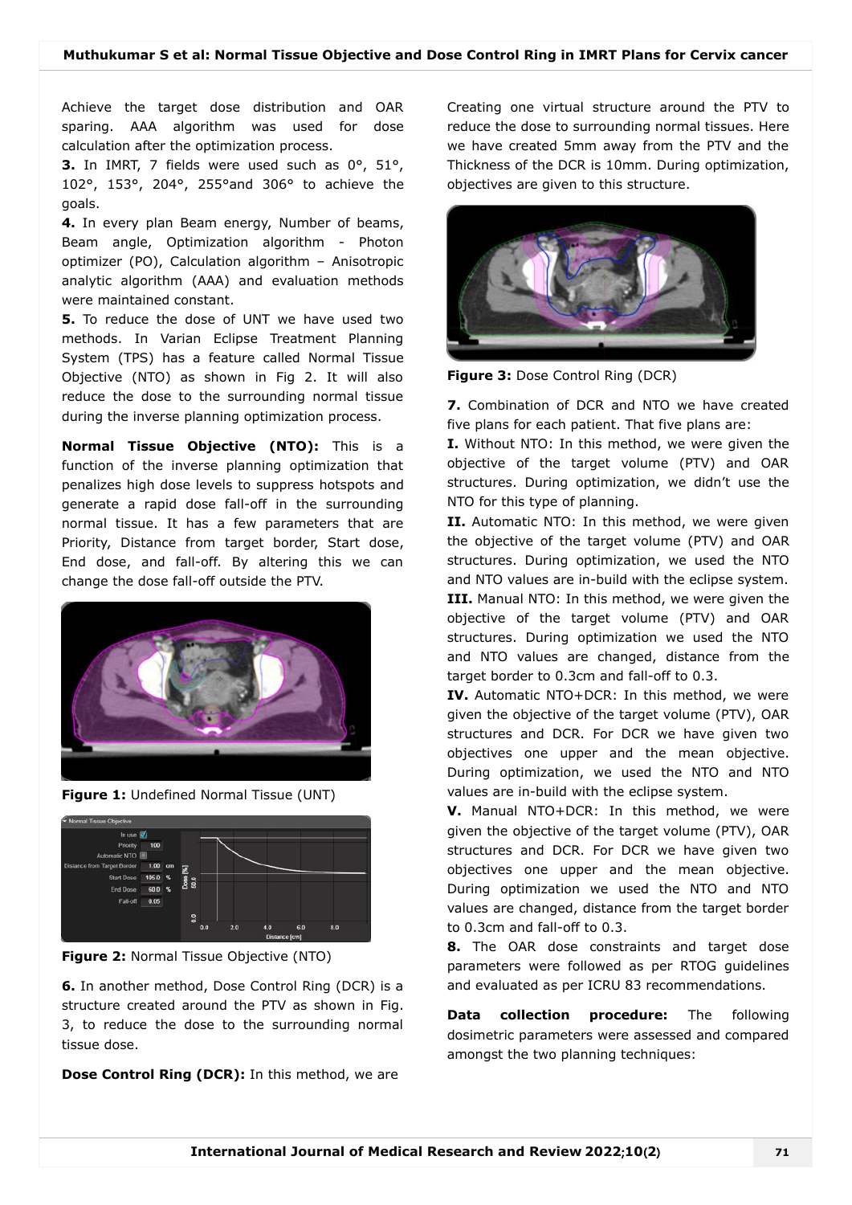Achieve the target dose distribution and OAR sparing. AAA algorithm was used for dose calculation after the optimization process.

**3.** In IMRT, 7 fields were used such as 0°, 51°, 102°, 153°, 204°, 255°and 306° to achieve the goals.

**4.** In every plan Beam energy, Number of beams, Beam angle, Optimization algorithm - Photon optimizer (PO), Calculation algorithm – Anisotropic analytic algorithm (AAA) and evaluation methods were maintained constant.

**5.** To reduce the dose of UNT we have used two methods. In Varian Eclipse Treatment Planning System (TPS) has a feature called Normal Tissue Objective (NTO) as shown in Fig 2. It will also reduce the dose to the surrounding normal tissue during the inverse planning optimization process.

**Normal Tissue Objective (NTO):** This is a function of the inverse planning optimization that penalizes high dose levels to suppress hotspots and generate a rapid dose fall-off in the surrounding normal tissue. It has a few parameters that are Priority, Distance from target border, Start dose, End dose, and fall-off. By altering this we can change the dose fall-off outside the PTV.

**Figure 1:** Undefined Normal Tissue (UNT)

**Figure 2:** Normal Tissue Objective (NTO)

**6.** In another method, Dose Control Ring (DCR) is a structure created around the PTV as shown in Fig. 3, to reduce the dose to the surrounding normal tissue dose.

**Dose Control Ring (DCR):** In this method, we are Creating one virtual structure around the PTV to reduce the dose to surrounding normal tissues. Here we have created 5mm away from the PTV and the Thickness of the DCR is 10mm. During optimization, objectives are given to this structure.

**Figure 3:** Dose Control Ring (DCR)

**7.** Combination of DCR and NTO we have created five plans for each patient. That five plans are:

**I.** Without NTO: In this method, we were given the objective of the target volume (PTV) and OAR structures. During optimization, we didn't use the NTO for this type of planning.

**II.** Automatic NTO: In this method, we were given the objective of the target volume (PTV) and OAR structures. During optimization, we used the NTO and NTO values are in-build with the eclipse system.

**III.** Manual NTO: In this method, we were given the objective of the target volume (PTV) and OAR structures. During optimization we used the NTO and NTO values are changed, distance from the target border to 0.3cm and fall-off to 0.3.

**IV.** Automatic NTO+DCR: In this method, we were given the objective of the target volume (PTV), OAR structures and DCR. For DCR we have given two objectives one upper and the mean objective. During optimization, we used the NTO and NTO values are in-build with the eclipse system.

**V.** Manual NTO+DCR: In this method, we were given the objective of the target volume (PTV), OAR structures and DCR. For DCR we have given two objectives one upper and the mean objective. During optimization we used the NTO and NTO values are changed, distance from the target border to 0.3cm and fall-off to 0.3.

**8.** The OAR dose constraints and target dose parameters were followed as per RTOG guidelines and evaluated as per ICRU 83 recommendations.

**Data collection procedure:** The following dosimetric parameters were assessed and compared amongst the two planning techniques: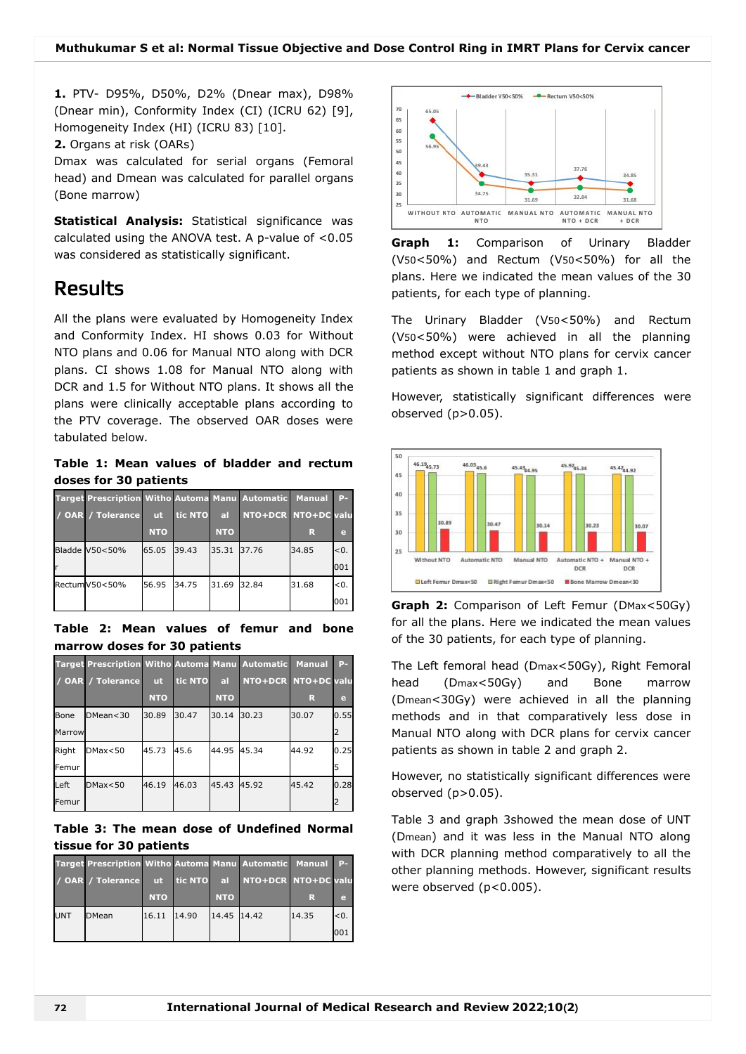**1.** PTV- D95%, D50%, D2% (Dnear max), D98% (Dnear min), Conformity Index (CI) (ICRU 62) [9], Homogeneity Index (HI) (ICRU 83) [10].

**2.** Organs at risk (OARs)

Dmax was calculated for serial organs (Femoral head) and Dmean was calculated for parallel organs (Bone marrow)

**Statistical Analysis:** Statistical significance was calculated using the ANOVA test. A p-value of <0.05 was considered as statistically significant.

# Results

All the plans were evaluated by Homogeneity Index and Conformity Index. HI shows 0.03 for Without NTO plans and 0.06 for Manual NTO along with DCR plans. CI shows 1.08 for Manual NTO along with DCR and 1.5 for Without NTO plans. It shows all the plans were clinically acceptable plans according to the PTV coverage. The observed OAR doses were tabulated below.

**Table 1: Mean values of bladder and rectum doses for 30 patients**

| Target / OAR | Prescription / Tolerance | Without NTO | Automatic NTO | Manual NTO | Automatic NTO+DCR | Manual NTO+DCR | P-value |
|---|---|---|---|---|---|---|---|
| Bladder | V50<50% | 65.05 | 39.43 | 35.31 | 37.76 | 34.85 | <0.001 |
| Rectum | V50<50% | 56.95 | 34.75 | 31.69 | 32.84 | 31.68 | <0.001 |

**Table 2: Mean values of femur and bone marrow doses for 30 patients**

| Target / OAR | Prescription / Tolerance | Without NTO | Automatic NTO | Manual NTO | Automatic NTO+DCR | Manual NTO+DCR | P-value |
|---|---|---|---|---|---|---|---|
| Bone Marrow | DMean<30 | 30.89 | 30.47 | 30.14 | 30.23 | 30.07 | 0.552 |
| Right Femur | DMax<50 | 45.73 | 45.6 | 44.95 | 45.34 | 44.92 | 0.255 |
| Left Femur | DMax<50 | 46.19 | 46.03 | 45.43 | 45.92 | 45.42 | 0.282 |

**Table 3: The mean dose of Undefined Normal tissue for 30 patients**

| Target / OAR | Prescription / Tolerance | Without NTO | Automatic NTO | Manual NTO | Automatic NTO+DCR | Manual NTO+DCR | P-value |
|---|---|---|---|---|---|---|---|
| UNT | DMean | 16.11 | 14.90 | 14.45 | 14.42 | 14.35 | <0.001 |

**Graph 1:** Comparison of Urinary Bladder ($V_{50}$<50%) and Rectum ($V_{50}$<50%) for all the plans. Here we indicated the mean values of the 30 patients, for each type of planning.

The Urinary Bladder ($V_{50}$<50%) and Rectum ($V_{50}$<50%) were achieved in all the planning method except without NTO plans for cervix cancer patients as shown in table 1 and graph 1.

However, statistically significant differences were observed (p>0.05).

**Graph 2:** Comparison of Left Femur ($D_{Max}$<50Gy) for all the plans. Here we indicated the mean values of the 30 patients, for each type of planning.

The Left femoral head ($D_{max}$<50Gy), Right Femoral head ($D_{max}$<50Gy) and Bone marrow ($D_{mean}$<30Gy) were achieved in all the planning methods and in that comparatively less dose in Manual NTO along with DCR plans for cervix cancer patients as shown in table 2 and graph 2.

However, no statistically significant differences were observed (p>0.05).

Table 3 and graph 3showed the mean dose of UNT ($D_{mean}$) and it was less in the Manual NTO along with DCR planning method comparatively to all the other planning methods. However, significant results were observed (p<0.005).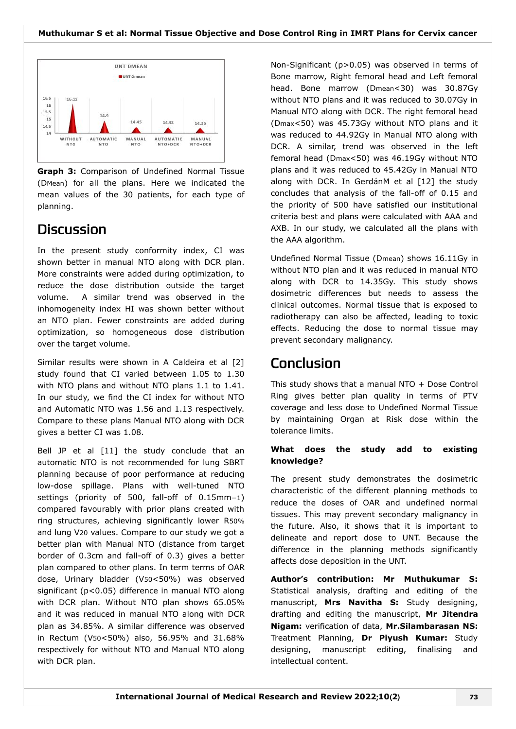Graph 3 (UNT DMEAN): mean UNT Dmean per plan type — WITHOUT NTO 16.11, AUTOMATIC NTO 14.9, MANUAL NTO 14.45, AUTOMATIC NTO+DCR 14.42, MANUAL NTO+DCR 14.35.

**Graph 3:** Comparison of Undefined Normal Tissue ($D_{Mean}$) for all the plans. Here we indicated the mean values of the 30 patients, for each type of planning.

## Discussion

In the present study conformity index, CI was shown better in manual NTO along with DCR plan. More constraints were added during optimization, to reduce the dose distribution outside the target volume. A similar trend was observed in the inhomogeneity index HI was shown better without an NTO plan. Fewer constraints are added during optimization, so homogeneous dose distribution over the target volume.

Similar results were shown in A Caldeira et al [2] study found that CI varied between 1.05 to 1.30 with NTO plans and without NTO plans 1.1 to 1.41. In our study, we find the CI index for without NTO and Automatic NTO was 1.56 and 1.13 respectively. Compare to these plans Manual NTO along with DCR gives a better CI was 1.08.

Bell JP et al [11] the study conclude that an automatic NTO is not recommended for lung SBRT planning because of poor performance at reducing low-dose spillage. Plans with well-tuned NTO settings (priority of 500, fall-off of $0.15mm^{-1}$) compared favourably with prior plans created with ring structures, achieving significantly lower $R_{50\%}$ and lung $V_{20}$ values. Compare to our study we got a better plan with Manual NTO (distance from target border of 0.3cm and fall-off of 0.3) gives a better plan compared to other plans. In term terms of OAR dose, Urinary bladder ($V_{50}$<50%) was observed significant ($p<0.05$) difference in manual NTO along with DCR plan. Without NTO plan shows 65.05% and it was reduced in manual NTO along with DCR plan as 34.85%. A similar difference was observed in Rectum ($V_{50}$<50%) also, 56.95% and 31.68% respectively for without NTO and Manual NTO along with DCR plan.

Non-Significant ($p>0.05$) was observed in terms of Bone marrow, Right femoral head and Left femoral head. Bone marrow ($D_{mean}$<30) was 30.87Gy without NTO plans and it was reduced to 30.07Gy in Manual NTO along with DCR. The right femoral head ($D_{max}$<50) was 45.73Gy without NTO plans and it was reduced to 44.92Gy in Manual NTO along with DCR. A similar, trend was observed in the left femoral head ($D_{max}$<50) was 46.19Gy without NTO plans and it was reduced to 45.42Gy in Manual NTO along with DCR. In GerdánM et al [12] the study concludes that analysis of the fall-off of 0.15 and the priority of 500 have satisfied our institutional criteria best and plans were calculated with AAA and AXB. In our study, we calculated all the plans with the AAA algorithm.

Undefined Normal Tissue ($D_{mean}$) shows 16.11Gy in without NTO plan and it was reduced in manual NTO along with DCR to 14.35Gy. This study shows dosimetric differences but needs to assess the clinical outcomes. Normal tissue that is exposed to radiotherapy can also be affected, leading to toxic effects. Reducing the dose to normal tissue may prevent secondary malignancy.

## Conclusion

This study shows that a manual NTO + Dose Control Ring gives better plan quality in terms of PTV coverage and less dose to Undefined Normal Tissue by maintaining Organ at Risk dose within the tolerance limits.

**What does the study add to existing knowledge?**

The present study demonstrates the dosimetric characteristic of the different planning methods to reduce the doses of OAR and undefined normal tissues. This may prevent secondary malignancy in the future. Also, it shows that it is important to delineate and report dose to UNT. Because the difference in the planning methods significantly affects dose deposition in the UNT.

**Author's contribution: Mr Muthukumar S:** Statistical analysis, drafting and editing of the manuscript, **Mrs Navitha S:** Study designing, drafting and editing the manuscript, **Mr Jitendra Nigam:** verification of data, **Mr.Silambarasan NS:** Treatment Planning, **Dr Piyush Kumar:** Study designing, manuscript editing, finalising and intellectual content.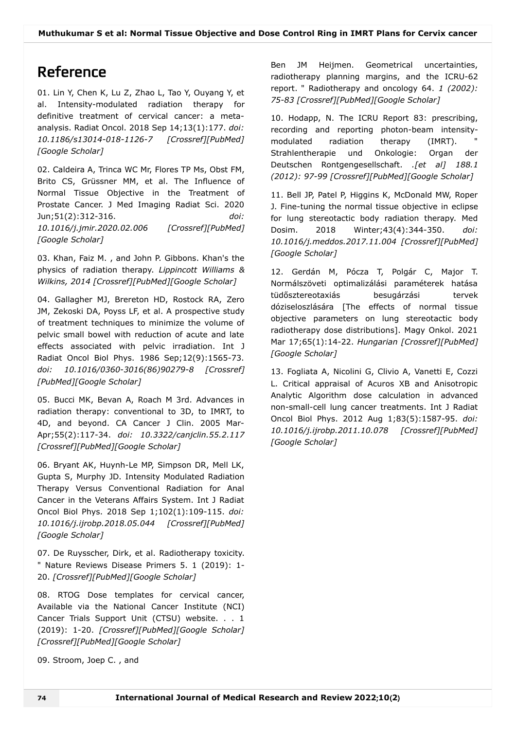# Reference

01. Lin Y, Chen K, Lu Z, Zhao L, Tao Y, Ouyang Y, et al. Intensity-modulated radiation therapy for definitive treatment of cervical cancer: a meta-analysis. Radiat Oncol. 2018 Sep 14;13(1):177. *doi: 10.1186/s13014-018-1126-7 [Crossref][PubMed][Google Scholar]*

02. Caldeira A, Trinca WC Mr, Flores TP Ms, Obst FM, Brito CS, Grüssner MM, et al. The Influence of Normal Tissue Objective in the Treatment of Prostate Cancer. J Med Imaging Radiat Sci. 2020 Jun;51(2):312-316. *doi: 10.1016/j.jmir.2020.02.006 [Crossref][PubMed][Google Scholar]*

03. Khan, Faiz M. , and John P. Gibbons. Khan's the physics of radiation therapy. *Lippincott Williams & Wilkins, 2014 [Crossref][PubMed][Google Scholar]*

04. Gallagher MJ, Brereton HD, Rostock RA, Zero JM, Zekoski DA, Poyss LF, et al. A prospective study of treatment techniques to minimize the volume of pelvic small bowel with reduction of acute and late effects associated with pelvic irradiation. Int J Radiat Oncol Biol Phys. 1986 Sep;12(9):1565-73. *doi: 10.1016/0360-3016(86)90279-8 [Crossref][PubMed][Google Scholar]*

05. Bucci MK, Bevan A, Roach M 3rd. Advances in radiation therapy: conventional to 3D, to IMRT, to 4D, and beyond. CA Cancer J Clin. 2005 Mar-Apr;55(2):117-34. *doi: 10.3322/canjclin.55.2.117 [Crossref][PubMed][Google Scholar]*

06. Bryant AK, Huynh-Le MP, Simpson DR, Mell LK, Gupta S, Murphy JD. Intensity Modulated Radiation Therapy Versus Conventional Radiation for Anal Cancer in the Veterans Affairs System. Int J Radiat Oncol Biol Phys. 2018 Sep 1;102(1):109-115. *doi: 10.1016/j.ijrobp.2018.05.044 [Crossref][PubMed][Google Scholar]*

07. De Ruysscher, Dirk, et al. Radiotherapy toxicity. " Nature Reviews Disease Primers 5. 1 (2019): 1-20. *[Crossref][PubMed][Google Scholar]*

08. RTOG Dose templates for cervical cancer, Available via the National Cancer Institute (NCI) Cancer Trials Support Unit (CTSU) website. . . 1 (2019): 1-20. *[Crossref][PubMed][Google Scholar][Crossref][PubMed][Google Scholar]*

09. Stroom, Joep C. , and Ben JM Heijmen. Geometrical uncertainties, radiotherapy planning margins, and the ICRU-62 report. " Radiotherapy and oncology 64. *1 (2002): 75-83 [Crossref][PubMed][Google Scholar]*

10. Hodapp, N. The ICRU Report 83: prescribing, recording and reporting photon-beam intensity-modulated radiation therapy (IMRT). " Strahlentherapie und Onkologie: Organ der Deutschen Rontgengesellschaft. *.[et al] 188.1 (2012): 97-99 [Crossref][PubMed][Google Scholar]*

11. Bell JP, Patel P, Higgins K, McDonald MW, Roper J. Fine-tuning the normal tissue objective in eclipse for lung stereotactic body radiation therapy. Med Dosim. 2018 Winter;43(4):344-350. *doi: 10.1016/j.meddos.2017.11.004 [Crossref][PubMed][Google Scholar]*

12. Gerdán M, Pócza T, Polgár C, Major T. Normálszöveti optimalizálási paraméterek hatása tüdősztereotaxiás besugárzási tervek dóziseloszlására [The effects of normal tissue objective parameters on lung stereotactic body radiotherapy dose distributions]. Magy Onkol. 2021 Mar 17;65(1):14-22. *Hungarian [Crossref][PubMed][Google Scholar]*

13. Fogliata A, Nicolini G, Clivio A, Vanetti E, Cozzi L. Critical appraisal of Acuros XB and Anisotropic Analytic Algorithm dose calculation in advanced non-small-cell lung cancer treatments. Int J Radiat Oncol Biol Phys. 2012 Aug 1;83(5):1587-95. *doi: 10.1016/j.ijrobp.2011.10.078 [Crossref][PubMed][Google Scholar]*